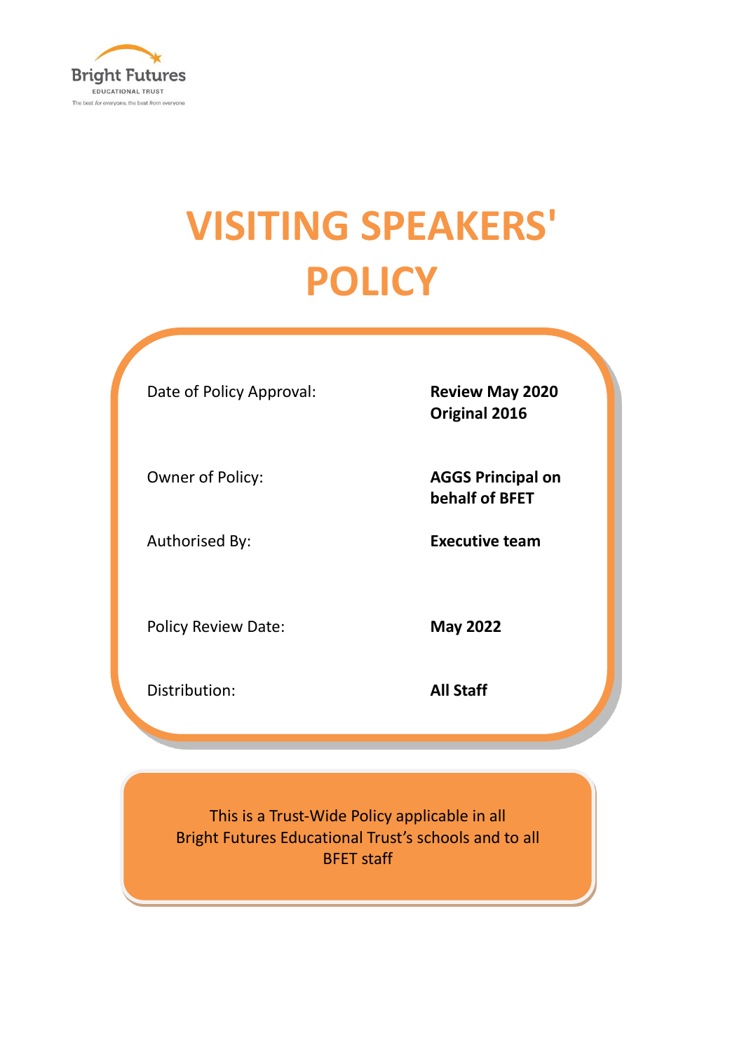Bright Futures
EDUCATIONAL TRUST
The best *for* everyone, the best *from* everyone

# VISITING SPEAKERS' POLICY

| | |
|---|---|
| Date of Policy Approval: | **Review May 2020**<br>**Original 2016** |
| Owner of Policy: | **AGGS Principal on behalf of BFET** |
| Authorised By: | **Executive team** |
| Policy Review Date: | **May 2022** |
| Distribution: | **All Staff** |

This is a Trust-Wide Policy applicable in all Bright Futures Educational Trust's schools and to all BFET staff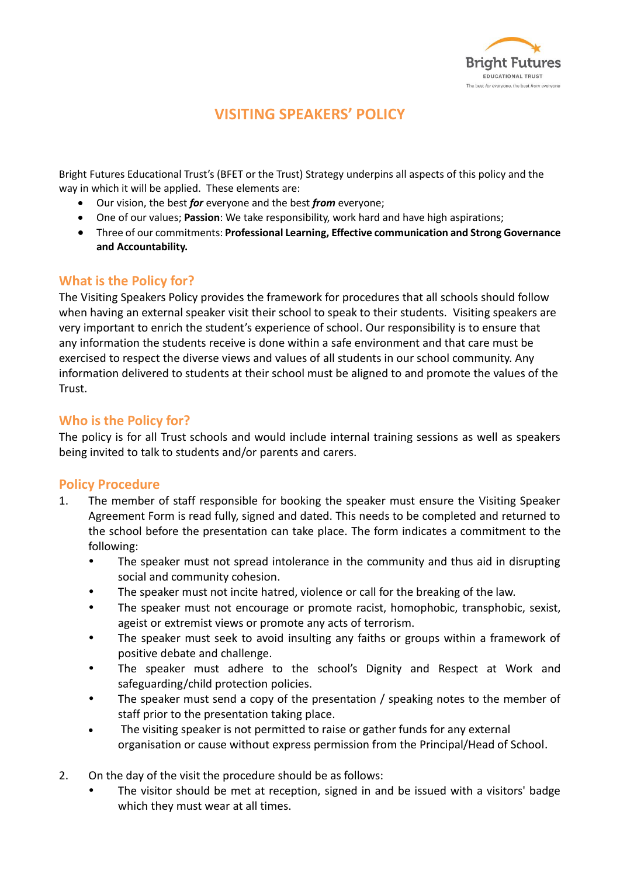# VISITING SPEAKERS' POLICY

Bright Futures Educational Trust's (BFET or the Trust) Strategy underpins all aspects of this policy and the way in which it will be applied. These elements are:

- Our vision, the best ***for*** everyone and the best ***from*** everyone;
- One of our values; **Passion**: We take responsibility, work hard and have high aspirations;
- Three of our commitments: **Professional Learning, Effective communication and Strong Governance and Accountability.**

## What is the Policy for?

The Visiting Speakers Policy provides the framework for procedures that all schools should follow when having an external speaker visit their school to speak to their students. Visiting speakers are very important to enrich the student's experience of school. Our responsibility is to ensure that any information the students receive is done within a safe environment and that care must be exercised to respect the diverse views and values of all students in our school community. Any information delivered to students at their school must be aligned to and promote the values of the Trust.

## Who is the Policy for?

The policy is for all Trust schools and would include internal training sessions as well as speakers being invited to talk to students and/or parents and carers.

## Policy Procedure

1. The member of staff responsible for booking the speaker must ensure the Visiting Speaker Agreement Form is read fully, signed and dated. This needs to be completed and returned to the school before the presentation can take place. The form indicates a commitment to the following:
   - The speaker must not spread intolerance in the community and thus aid in disrupting social and community cohesion.
   - The speaker must not incite hatred, violence or call for the breaking of the law.
   - The speaker must not encourage or promote racist, homophobic, transphobic, sexist, ageist or extremist views or promote any acts of terrorism.
   - The speaker must seek to avoid insulting any faiths or groups within a framework of positive debate and challenge.
   - The speaker must adhere to the school's Dignity and Respect at Work and safeguarding/child protection policies.
   - The speaker must send a copy of the presentation / speaking notes to the member of staff prior to the presentation taking place.
   - The visiting speaker is not permitted to raise or gather funds for any external organisation or cause without express permission from the Principal/Head of School.

2. On the day of the visit the procedure should be as follows:
   - The visitor should be met at reception, signed in and be issued with a visitors' badge which they must wear at all times.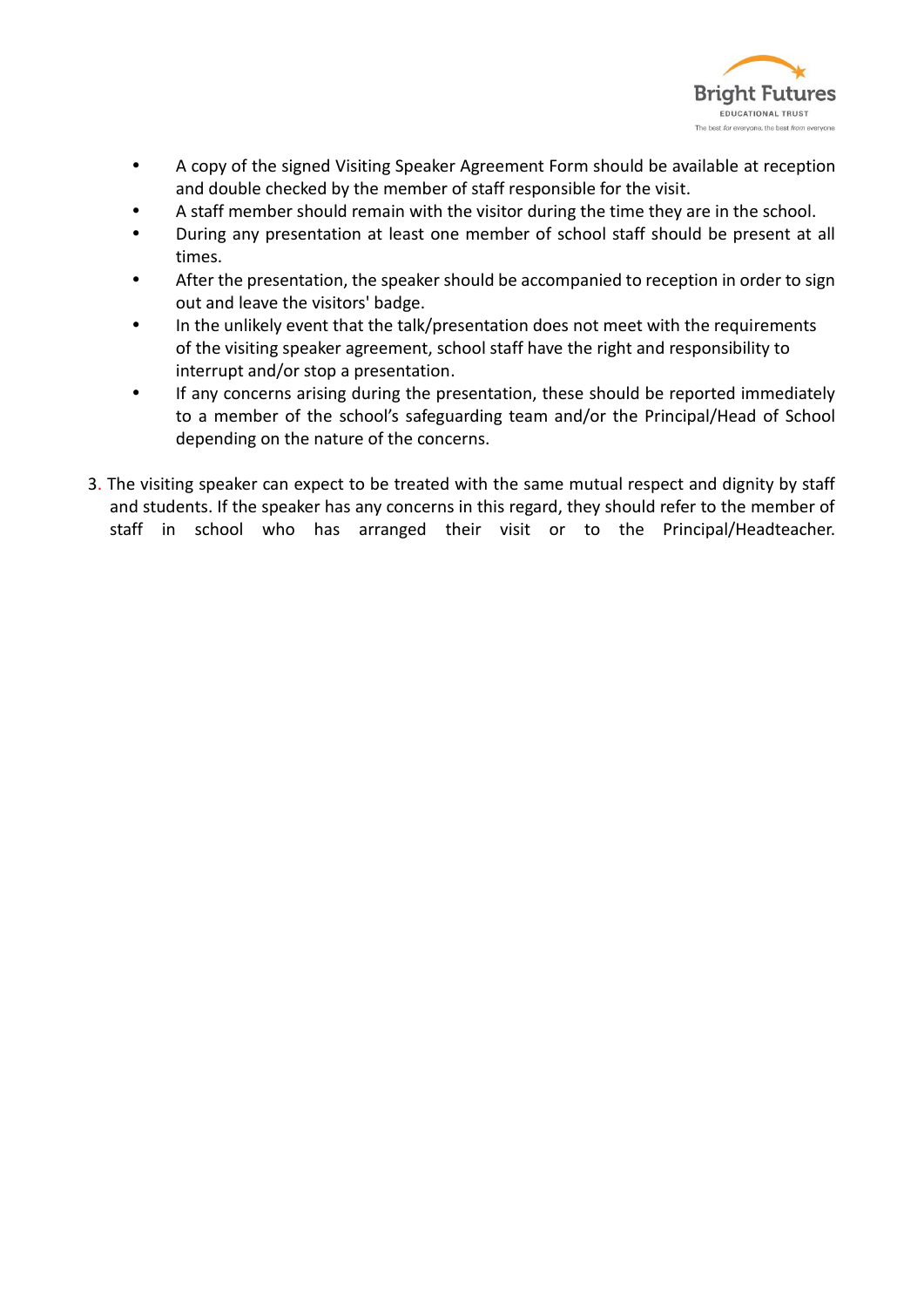- A copy of the signed Visiting Speaker Agreement Form should be available at reception and double checked by the member of staff responsible for the visit.
- A staff member should remain with the visitor during the time they are in the school.
- During any presentation at least one member of school staff should be present at all times.
- After the presentation, the speaker should be accompanied to reception in order to sign out and leave the visitors' badge.
- In the unlikely event that the talk/presentation does not meet with the requirements of the visiting speaker agreement, school staff have the right and responsibility to interrupt and/or stop a presentation.
- If any concerns arising during the presentation, these should be reported immediately to a member of the school's safeguarding team and/or the Principal/Head of School depending on the nature of the concerns.

3. The visiting speaker can expect to be treated with the same mutual respect and dignity by staff and students. If the speaker has any concerns in this regard, they should refer to the member of staff in school who has arranged their visit or to the Principal/Headteacher.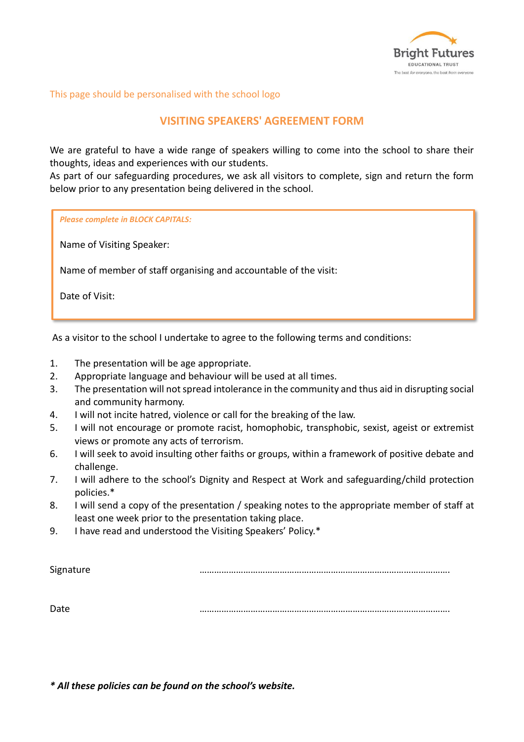Bright Futures
EDUCATIONAL TRUST
The best *for* everyone, the best *from* everyone

This page should be personalised with the school logo

## VISITING SPEAKERS' AGREEMENT FORM

We are grateful to have a wide range of speakers willing to come into the school to share their thoughts, ideas and experiences with our students.
As part of our safeguarding procedures, we ask all visitors to complete, sign and return the form below prior to any presentation being delivered in the school.

***Please complete in BLOCK CAPITALS:***

Name of Visiting Speaker:

Name of member of staff organising and accountable of the visit:

Date of Visit:

As a visitor to the school I undertake to agree to the following terms and conditions:

1. The presentation will be age appropriate.
2. Appropriate language and behaviour will be used at all times.
3. The presentation will not spread intolerance in the community and thus aid in disrupting social and community harmony.
4. I will not incite hatred, violence or call for the breaking of the law.
5. I will not encourage or promote racist, homophobic, transphobic, sexist, ageist or extremist views or promote any acts of terrorism.
6. I will seek to avoid insulting other faiths or groups, within a framework of positive debate and challenge.
7. I will adhere to the school's Dignity and Respect at Work and safeguarding/child protection policies.*
8. I will send a copy of the presentation / speaking notes to the appropriate member of staff at least one week prior to the presentation taking place.
9. I have read and understood the Visiting Speakers' Policy.*

Signature ………………………………………………………………………………………….

Date ………………………………………………………………………………………….

***\* All these policies can be found on the school's website.***